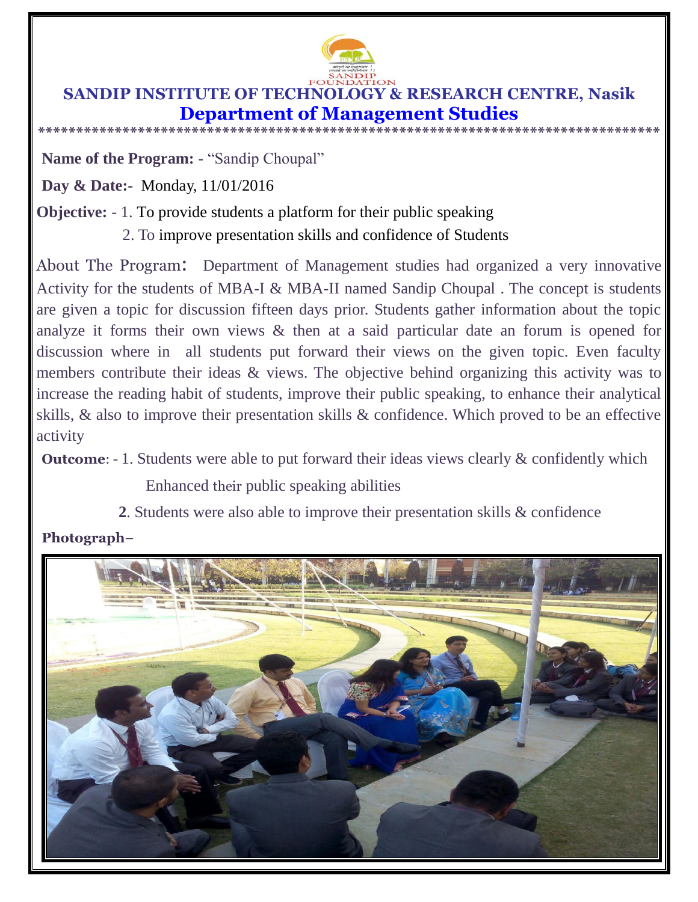SANDIP FOUNDATION

# SANDIP INSTITUTE OF TECHNOLOGY & RESEARCH CENTRE, Nasik

## Department of Management Studies

*******************************************************************************

**Name of the Program:** - "Sandip Choupal"

**Day & Date:-** Monday, 11/01/2016

**Objective:** - 1. To provide students a platform for their public speaking

2. To improve presentation skills and confidence of Students

About The Program: Department of Management studies had organized a very innovative Activity for the students of MBA-I & MBA-II named Sandip Choupal . The concept is students are given a topic for discussion fifteen days prior. Students gather information about the topic analyze it forms their own views & then at a said particular date an forum is opened for discussion where in all students put forward their views on the given topic. Even faculty members contribute their ideas & views. The objective behind organizing this activity was to increase the reading habit of students, improve their public speaking, to enhance their analytical skills, & also to improve their presentation skills & confidence. Which proved to be an effective activity

**Outcome**: - 1. Students were able to put forward their ideas views clearly & confidently which Enhanced their public speaking abilities

**2**. Students were also able to improve their presentation skills & confidence

**Photograph**–